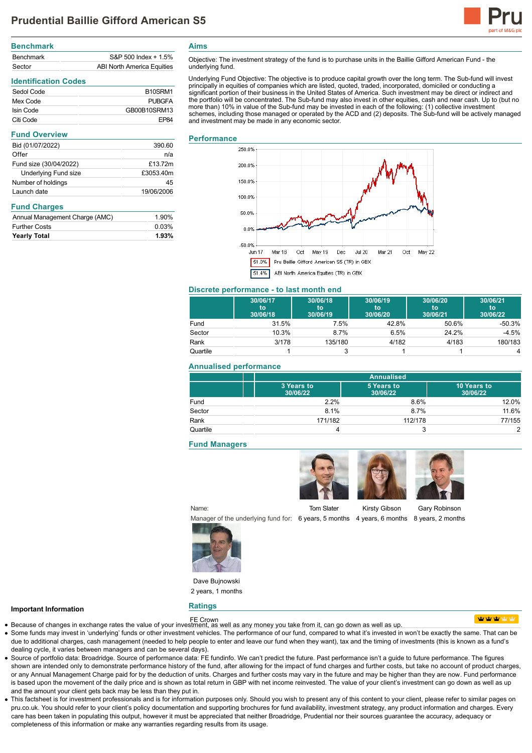# Prudential Baillie Gifford American S5

## Benchmark

| | |
|---|---|
| Benchmark | S&P 500 Index + 1.5% |
| Sector | ABI North America Equities |

## Identification Codes

| | |
|---|---|
| Sedol Code | B10SRM1 |
| Mex Code | PUBGFA |
| Isin Code | GB00B10SRM13 |
| Citi Code | EP84 |

## Fund Overview

| | |
|---|---|
| Bid (01/07/2022) | 390.60 |
| Offer | n/a |
| Fund size (30/04/2022) | £13.72m |
| Underlying Fund size | £3053.40m |
| Number of holdings | 45 |
| Launch date | 19/06/2006 |

## Fund Charges

| | |
|---|---|
| Annual Management Charge (AMC) | 1.90% |
| Further Costs | 0.03% |
| **Yearly Total** | **1.93%** |

## Aims

Objective: The investment strategy of the fund is to purchase units in the Baillie Gifford American Fund - the underlying fund.

Underlying Fund Objective: The objective is to produce capital growth over the long term. The Sub-fund will invest principally in equities of companies which are listed, quoted, traded, incorporated, domiciled or conducting a significant portion of their business in the United States of America. Such investment may be direct or indirect and the portfolio will be concentrated. The Sub-fund may also invest in other equities, cash and near cash. Up to (but no more than) 10% in value of the Sub-fund may be invested in each of the following: (1) collective investment schemes, including those managed or operated by the ACD and (2) deposits. The Sub-fund will be actively managed and investment may be made in any economic sector.

## Performance

51.0% Pru Baillie Gifford American S5 (TR) in GBX

51.4% ABI North America Equities (TR) in GBX

## Discrete performance - to last month end

| | 30/06/17 to 30/06/18 | 30/06/18 to 30/06/19 | 30/06/19 to 30/06/20 | 30/06/20 to 30/06/21 | 30/06/21 to 30/06/22 |
|---|---|---|---|---|---|
| Fund | 31.5% | 7.5% | 42.8% | 50.6% | -50.3% |
| Sector | 10.3% | 8.7% | 6.5% | 24.2% | -4.5% |
| Rank | 3/178 | 135/180 | 4/182 | 4/183 | 180/183 |
| Quartile | 1 | 3 | 1 | 1 | 4 |

## Annualised performance

| | Annualised | | |
|---|---|---|---|
| | 3 Years to 30/06/22 | 5 Years to 30/06/22 | 10 Years to 30/06/22 |
| Fund | 2.2% | 8.6% | 12.0% |
| Sector | 8.1% | 8.7% | 11.6% |
| Rank | 171/182 | 112/178 | 77/155 |
| Quartile | 4 | 3 | 2 |

## Fund Managers

| Name: | Tom Slater | Kirsty Gibson | Gary Robinson | Dave Bujnowski |
|---|---|---|---|---|
| Manager of the underlying fund for: | 6 years, 5 months | 4 years, 6 months | 8 years, 2 months | 2 years, 1 months |

## Ratings

FE Crown

### Important Information

- Because of changes in exchange rates the value of your investment, as well as any money you take from it, can go down as well as up.
- Some funds may invest in 'underlying' funds or other investment vehicles. The performance of our fund, compared to what it's invested in won't be exactly the same. That can be due to additional charges, cash management (needed to help people to enter and leave our fund when they want), tax and the timing of investments (this is known as a fund's dealing cycle, it varies between managers and can be several days).
- Source of portfolio data: Broadridge. Source of performance data: FE fundinfo. We can't predict the future. Past performance isn't a guide to future performance. The figures shown are intended only to demonstrate performance history of the fund, after allowing for the impact of fund charges and further costs, but take no account of product charges, or any Annual Management Charge paid for by the deduction of units. Charges and further costs may vary in the future and may be higher than they are now. Fund performance is based upon the movement of the daily price and is shown as total return in GBP with net income reinvested. The value of your client's investment can go down as well as up and the amount your client gets back may be less than they put in.
- This factsheet is for investment professionals and is for information purposes only. Should you wish to present any of this content to your client, please refer to similar pages on pru.co.uk. You should refer to your client's policy documentation and supporting brochures for fund availability, investment strategy, any product information and charges. Every care has been taken in populating this output, however it must be appreciated that neither Broadridge, Prudential nor their sources guarantee the accuracy, adequacy or completeness of this information or make any warranties regarding results from its usage.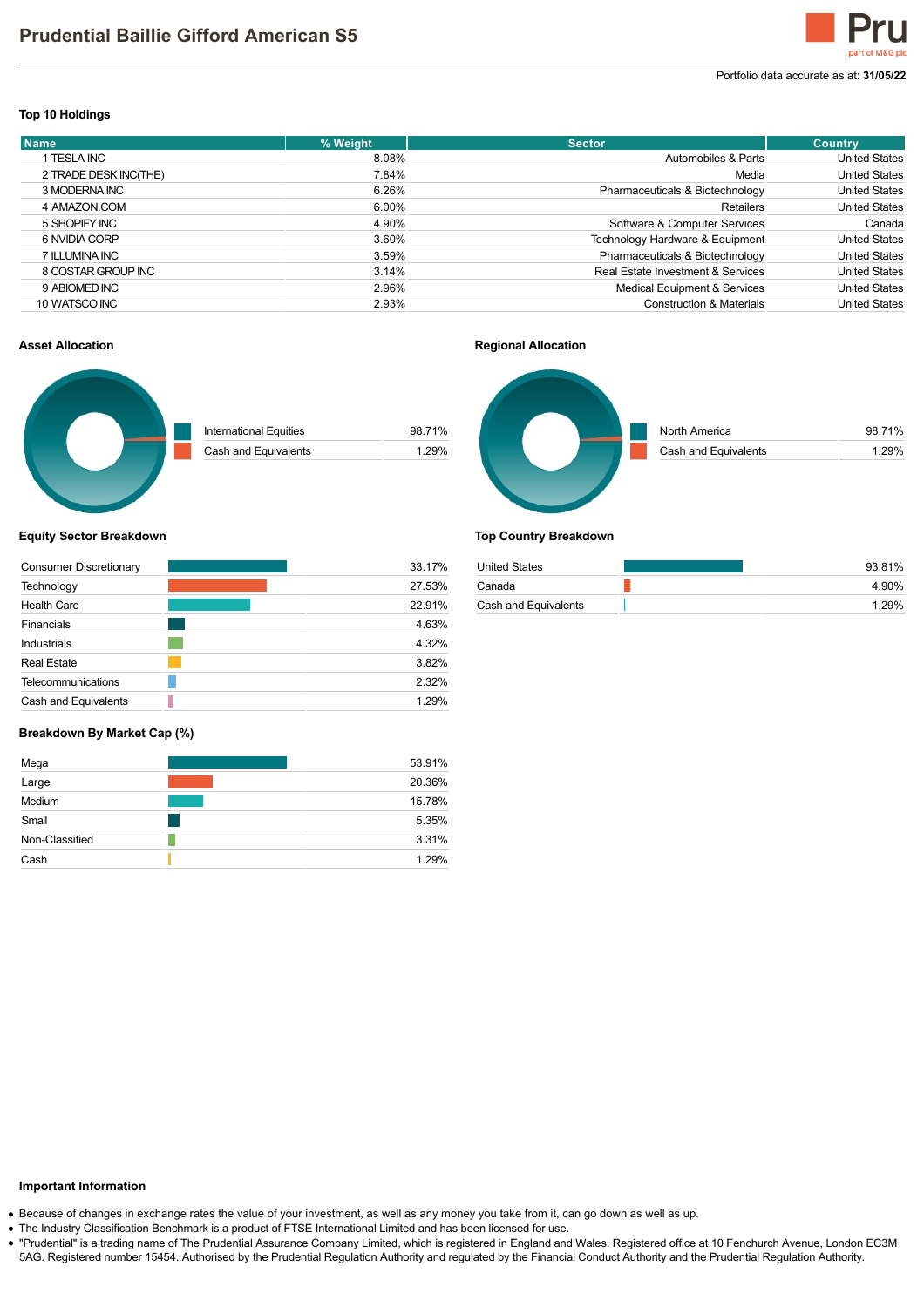# Prudential Baillie Gifford American S5

Portfolio data accurate as at: **31/05/22**

## Top 10 Holdings

| Name | % Weight | Sector | Country |
|---|---|---|---|
| 1 TESLA INC | 8.08% | Automobiles & Parts | United States |
| 2 TRADE DESK INC(THE) | 7.84% | Media | United States |
| 3 MODERNA INC | 6.26% | Pharmaceuticals & Biotechnology | United States |
| 4 AMAZON.COM | 6.00% | Retailers | United States |
| 5 SHOPIFY INC | 4.90% | Software & Computer Services | Canada |
| 6 NVIDIA CORP | 3.60% | Technology Hardware & Equipment | United States |
| 7 ILLUMINA INC | 3.59% | Pharmaceuticals & Biotechnology | United States |
| 8 COSTAR GROUP INC | 3.14% | Real Estate Investment & Services | United States |
| 9 ABIOMED INC | 2.96% | Medical Equipment & Services | United States |
| 10 WATSCO INC | 2.93% | Construction & Materials | United States |

## Asset Allocation

International Equities 98.71%
Cash and Equivalents 1.29%

## Regional Allocation

North America 98.71%
Cash and Equivalents 1.29%

## Equity Sector Breakdown

Consumer Discretionary 33.17%
Technology 27.53%
Health Care 22.91%
Financials 4.63%
Industrials 4.32%
Real Estate 3.82%
Telecommunications 2.32%
Cash and Equivalents 1.29%

## Top Country Breakdown

United States 93.81%
Canada 4.90%
Cash and Equivalents 1.29%

## Breakdown By Market Cap (%)

Mega 53.91%
Large 20.36%
Medium 15.78%
Small 5.35%
Non-Classified 3.31%
Cash 1.29%

## Important Information

- Because of changes in exchange rates the value of your investment, as well as any money you take from it, can go down as well as up.
- The Industry Classification Benchmark is a product of FTSE International Limited and has been licensed for use.
- "Prudential" is a trading name of The Prudential Assurance Company Limited, which is registered in England and Wales. Registered office at 10 Fenchurch Avenue, London EC3M 5AG. Registered number 15454. Authorised by the Prudential Regulation Authority and regulated by the Financial Conduct Authority and the Prudential Regulation Authority.